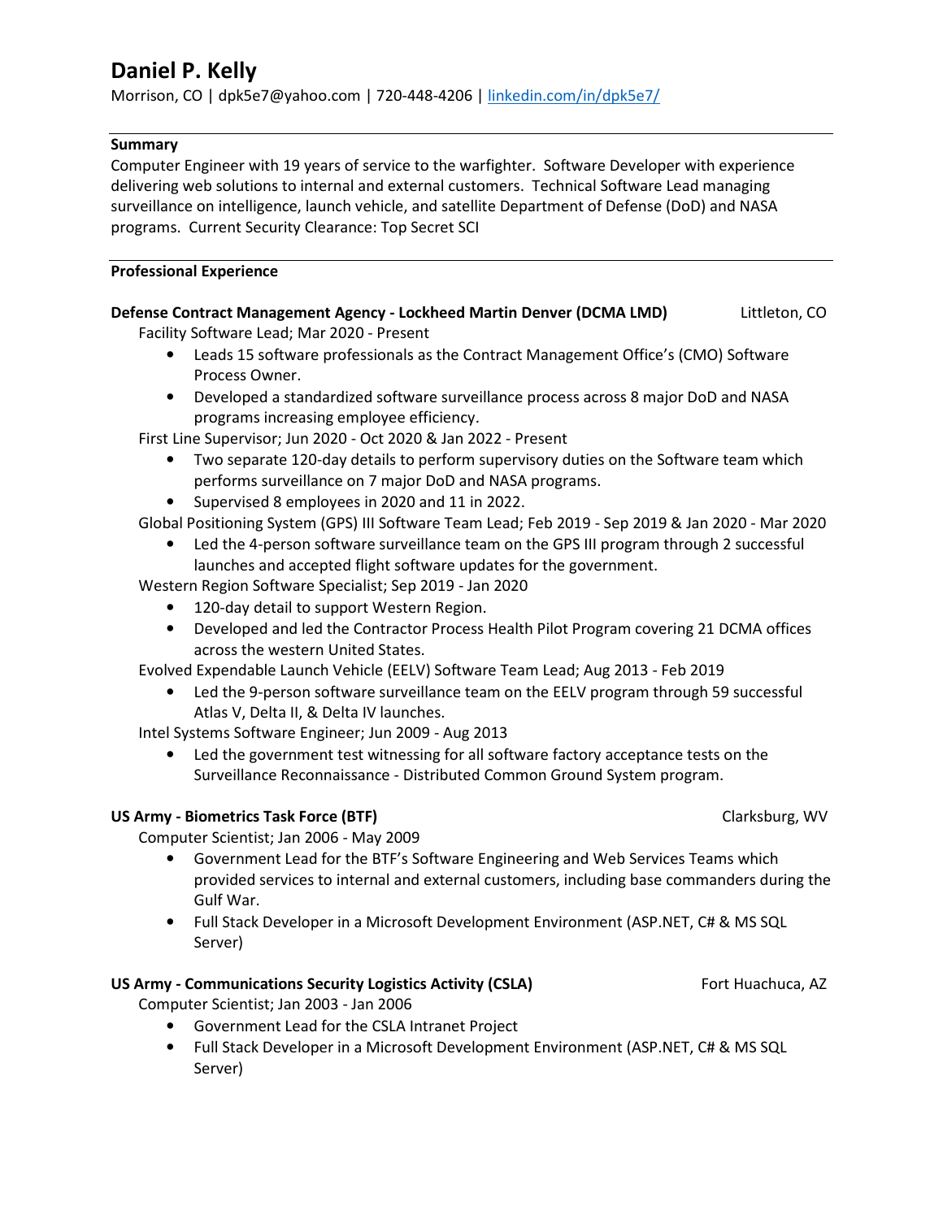# Daniel P. Kelly

Morrison, CO | dpk5e7@yahoo.com | 720-448-4206 | [linkedin.com/in/dpk5e7/](https://linkedin.com/in/dpk5e7/)

## Summary

Computer Engineer with 19 years of service to the warfighter. Software Developer with experience delivering web solutions to internal and external customers. Technical Software Lead managing surveillance on intelligence, launch vehicle, and satellite Department of Defense (DoD) and NASA programs. Current Security Clearance: Top Secret SCI

## Professional Experience

**Defense Contract Management Agency - Lockheed Martin Denver (DCMA LMD)** — Littleton, CO

Facility Software Lead; Mar 2020 - Present

- Leads 15 software professionals as the Contract Management Office's (CMO) Software Process Owner.
- Developed a standardized software surveillance process across 8 major DoD and NASA programs increasing employee efficiency.

First Line Supervisor; Jun 2020 - Oct 2020 & Jan 2022 - Present

- Two separate 120-day details to perform supervisory duties on the Software team which performs surveillance on 7 major DoD and NASA programs.
- Supervised 8 employees in 2020 and 11 in 2022.

Global Positioning System (GPS) III Software Team Lead; Feb 2019 - Sep 2019 & Jan 2020 - Mar 2020

- Led the 4-person software surveillance team on the GPS III program through 2 successful launches and accepted flight software updates for the government.

Western Region Software Specialist; Sep 2019 - Jan 2020

- 120-day detail to support Western Region.
- Developed and led the Contractor Process Health Pilot Program covering 21 DCMA offices across the western United States.

Evolved Expendable Launch Vehicle (EELV) Software Team Lead; Aug 2013 - Feb 2019

- Led the 9-person software surveillance team on the EELV program through 59 successful Atlas V, Delta II, & Delta IV launches.

Intel Systems Software Engineer; Jun 2009 - Aug 2013

- Led the government test witnessing for all software factory acceptance tests on the Surveillance Reconnaissance - Distributed Common Ground System program.

**US Army - Biometrics Task Force (BTF)** — Clarksburg, WV

Computer Scientist; Jan 2006 - May 2009

- Government Lead for the BTF's Software Engineering and Web Services Teams which provided services to internal and external customers, including base commanders during the Gulf War.
- Full Stack Developer in a Microsoft Development Environment (ASP.NET, C# & MS SQL Server)

**US Army - Communications Security Logistics Activity (CSLA)** — Fort Huachuca, AZ

Computer Scientist; Jan 2003 - Jan 2006

- Government Lead for the CSLA Intranet Project
- Full Stack Developer in a Microsoft Development Environment (ASP.NET, C# & MS SQL Server)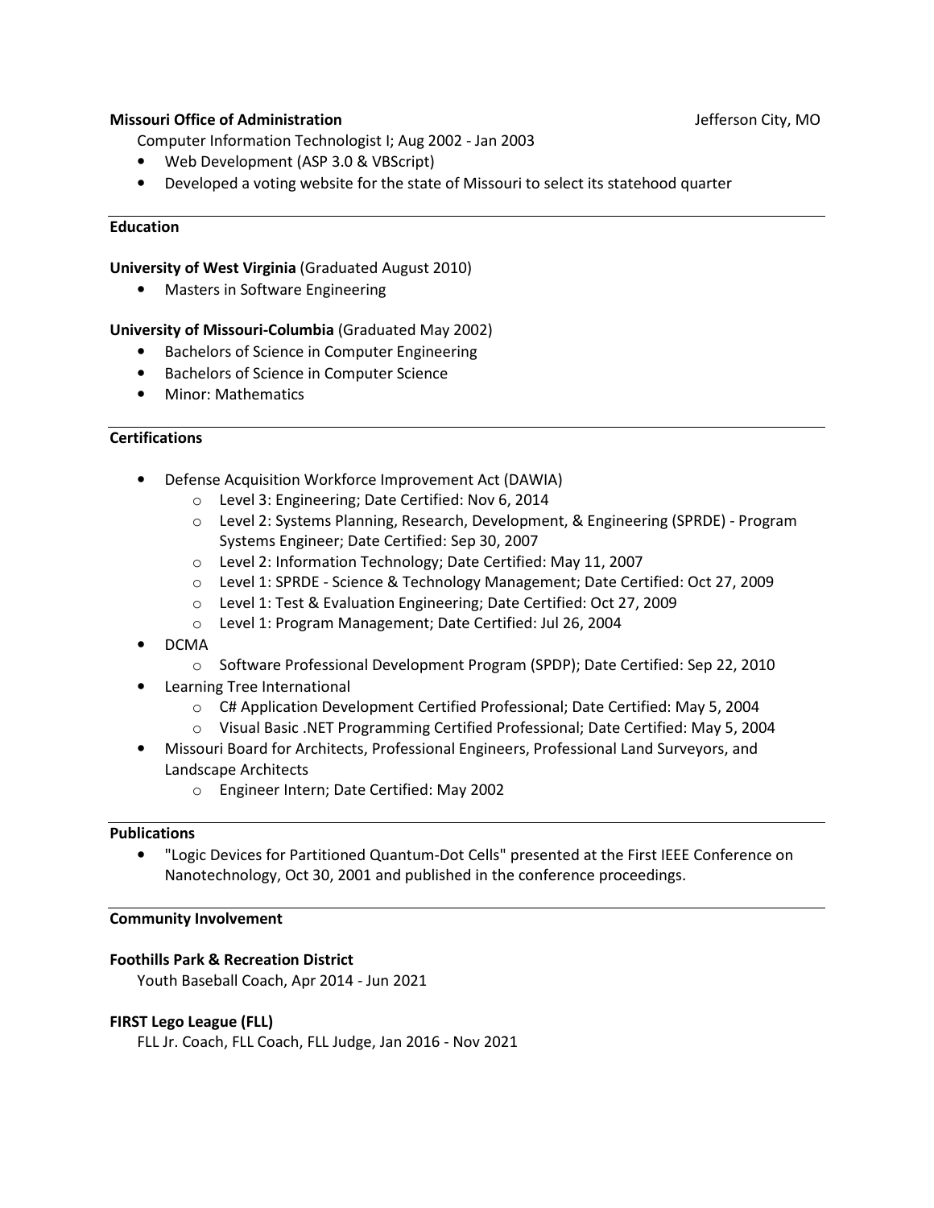**Missouri Office of Administration** Jefferson City, MO

Computer Information Technologist I; Aug 2002 - Jan 2003

- Web Development (ASP 3.0 & VBScript)
- Developed a voting website for the state of Missouri to select its statehood quarter

## Education

**University of West Virginia** (Graduated August 2010)

- Masters in Software Engineering

**University of Missouri-Columbia** (Graduated May 2002)

- Bachelors of Science in Computer Engineering
- Bachelors of Science in Computer Science
- Minor: Mathematics

## Certifications

- Defense Acquisition Workforce Improvement Act (DAWIA)
    - Level 3: Engineering; Date Certified: Nov 6, 2014
    - Level 2: Systems Planning, Research, Development, & Engineering (SPRDE) - Program Systems Engineer; Date Certified: Sep 30, 2007
    - Level 2: Information Technology; Date Certified: May 11, 2007
    - Level 1: SPRDE - Science & Technology Management; Date Certified: Oct 27, 2009
    - Level 1: Test & Evaluation Engineering; Date Certified: Oct 27, 2009
    - Level 1: Program Management; Date Certified: Jul 26, 2004
- DCMA
    - Software Professional Development Program (SPDP); Date Certified: Sep 22, 2010
- Learning Tree International
    - C# Application Development Certified Professional; Date Certified: May 5, 2004
    - Visual Basic .NET Programming Certified Professional; Date Certified: May 5, 2004
- Missouri Board for Architects, Professional Engineers, Professional Land Surveyors, and Landscape Architects
    - Engineer Intern; Date Certified: May 2002

## Publications

- "Logic Devices for Partitioned Quantum-Dot Cells" presented at the First IEEE Conference on Nanotechnology, Oct 30, 2001 and published in the conference proceedings.

## Community Involvement

**Foothills Park & Recreation District**

Youth Baseball Coach, Apr 2014 - Jun 2021

**FIRST Lego League (FLL)**

FLL Jr. Coach, FLL Coach, FLL Judge, Jan 2016 - Nov 2021